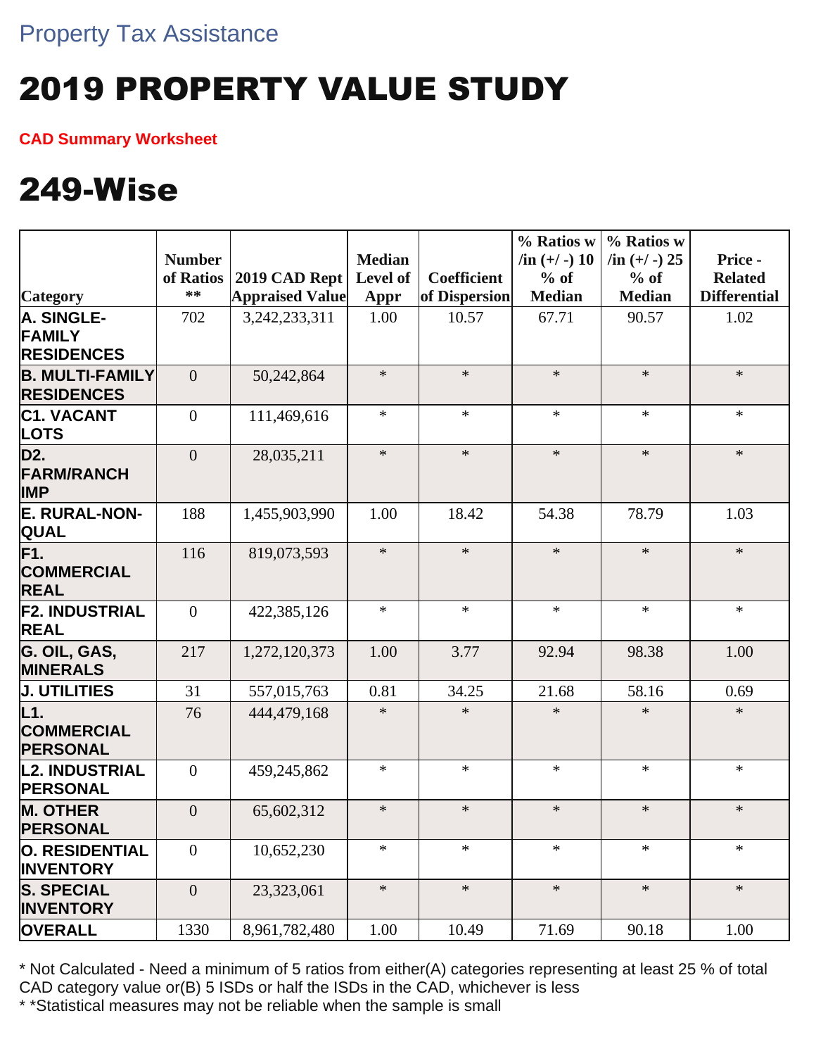Property Tax Assistance

# 2019 PROPERTY VALUE STUDY

**CAD Summary Worksheet**

# 249-Wise

| Category | Number of Ratios ** | 2019 CAD Rept Appraised Value | Median Level of Appr | Coefficient of Dispersion | % Ratios w /in (+/ -) 10 % of Median | % Ratios w /in (+/ -) 25 % of Median | Price - Related Differential |
|---|---|---|---|---|---|---|---|
| A. SINGLE-FAMILY RESIDENCES | 702 | 3,242,233,311 | 1.00 | 10.57 | 67.71 | 90.57 | 1.02 |
| B. MULTI-FAMILY RESIDENCES | 0 | 50,242,864 | * | * | * | * | * |
| C1. VACANT LOTS | 0 | 111,469,616 | * | * | * | * | * |
| D2. FARM/RANCH IMP | 0 | 28,035,211 | * | * | * | * | * |
| E. RURAL-NON-QUAL | 188 | 1,455,903,990 | 1.00 | 18.42 | 54.38 | 78.79 | 1.03 |
| F1. COMMERCIAL REAL | 116 | 819,073,593 | * | * | * | * | * |
| F2. INDUSTRIAL REAL | 0 | 422,385,126 | * | * | * | * | * |
| G. OIL, GAS, MINERALS | 217 | 1,272,120,373 | 1.00 | 3.77 | 92.94 | 98.38 | 1.00 |
| J. UTILITIES | 31 | 557,015,763 | 0.81 | 34.25 | 21.68 | 58.16 | 0.69 |
| L1. COMMERCIAL PERSONAL | 76 | 444,479,168 | * | * | * | * | * |
| L2. INDUSTRIAL PERSONAL | 0 | 459,245,862 | * | * | * | * | * |
| M. OTHER PERSONAL | 0 | 65,602,312 | * | * | * | * | * |
| O. RESIDENTIAL INVENTORY | 0 | 10,652,230 | * | * | * | * | * |
| S. SPECIAL INVENTORY | 0 | 23,323,061 | * | * | * | * | * |
| OVERALL | 1330 | 8,961,782,480 | 1.00 | 10.49 | 71.69 | 90.18 | 1.00 |

* Not Calculated - Need a minimum of 5 ratios from either(A) categories representing at least 25 % of total CAD category value or(B) 5 ISDs or half the ISDs in the CAD, whichever is less

* *Statistical measures may not be reliable when the sample is small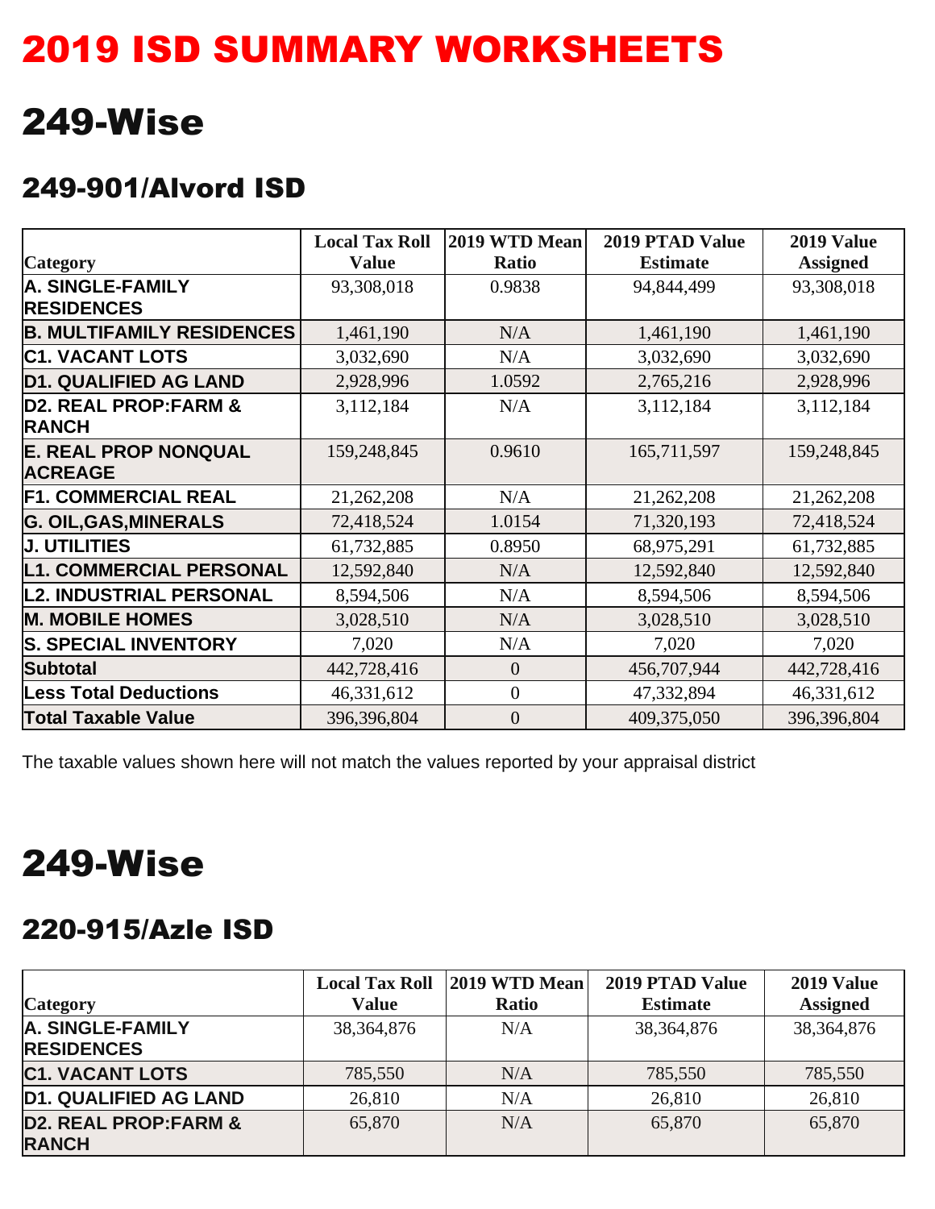# 2019 ISD SUMMARY WORKSHEETS

# 249-Wise

## 249-901/Alvord ISD

| Category | Local Tax Roll Value | 2019 WTD Mean Ratio | 2019 PTAD Value Estimate | 2019 Value Assigned |
|---|---|---|---|---|
| A. SINGLE-FAMILY RESIDENCES | 93,308,018 | 0.9838 | 94,844,499 | 93,308,018 |
| B. MULTIFAMILY RESIDENCES | 1,461,190 | N/A | 1,461,190 | 1,461,190 |
| C1. VACANT LOTS | 3,032,690 | N/A | 3,032,690 | 3,032,690 |
| D1. QUALIFIED AG LAND | 2,928,996 | 1.0592 | 2,765,216 | 2,928,996 |
| D2. REAL PROP:FARM & RANCH | 3,112,184 | N/A | 3,112,184 | 3,112,184 |
| E. REAL PROP NONQUAL ACREAGE | 159,248,845 | 0.9610 | 165,711,597 | 159,248,845 |
| F1. COMMERCIAL REAL | 21,262,208 | N/A | 21,262,208 | 21,262,208 |
| G. OIL,GAS,MINERALS | 72,418,524 | 1.0154 | 71,320,193 | 72,418,524 |
| J. UTILITIES | 61,732,885 | 0.8950 | 68,975,291 | 61,732,885 |
| L1. COMMERCIAL PERSONAL | 12,592,840 | N/A | 12,592,840 | 12,592,840 |
| L2. INDUSTRIAL PERSONAL | 8,594,506 | N/A | 8,594,506 | 8,594,506 |
| M. MOBILE HOMES | 3,028,510 | N/A | 3,028,510 | 3,028,510 |
| S. SPECIAL INVENTORY | 7,020 | N/A | 7,020 | 7,020 |
| Subtotal | 442,728,416 | 0 | 456,707,944 | 442,728,416 |
| Less Total Deductions | 46,331,612 | 0 | 47,332,894 | 46,331,612 |
| Total Taxable Value | 396,396,804 | 0 | 409,375,050 | 396,396,804 |

The taxable values shown here will not match the values reported by your appraisal district

# 249-Wise

## 220-915/Azle ISD

| Category | Local Tax Roll Value | 2019 WTD Mean Ratio | 2019 PTAD Value Estimate | 2019 Value Assigned |
|---|---|---|---|---|
| A. SINGLE-FAMILY RESIDENCES | 38,364,876 | N/A | 38,364,876 | 38,364,876 |
| C1. VACANT LOTS | 785,550 | N/A | 785,550 | 785,550 |
| D1. QUALIFIED AG LAND | 26,810 | N/A | 26,810 | 26,810 |
| D2. REAL PROP:FARM & RANCH | 65,870 | N/A | 65,870 | 65,870 |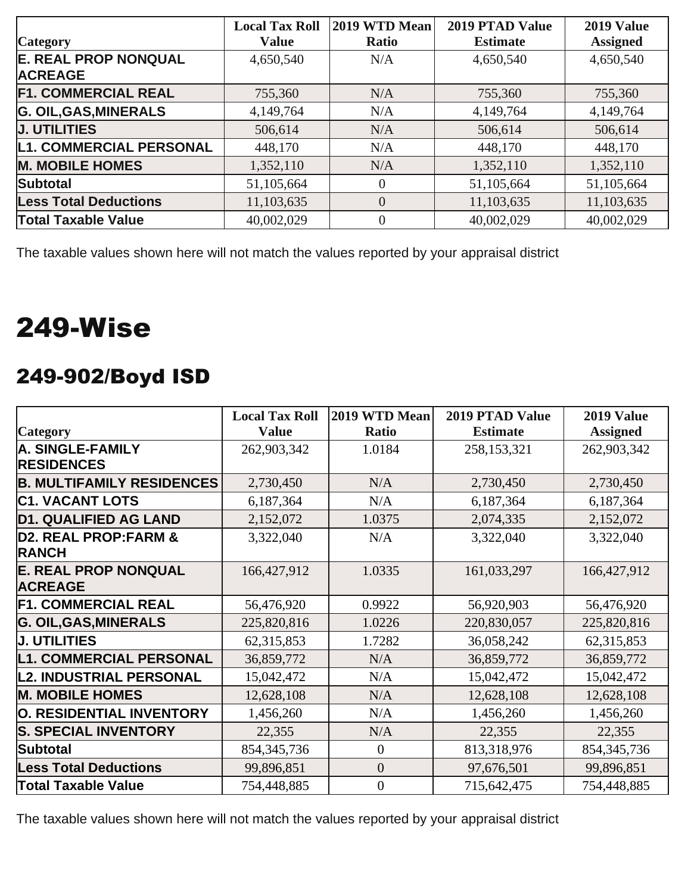| Category | Local Tax Roll Value | 2019 WTD Mean Ratio | 2019 PTAD Value Estimate | 2019 Value Assigned |
|---|---|---|---|---|
| E. REAL PROP NONQUAL ACREAGE | 4,650,540 | N/A | 4,650,540 | 4,650,540 |
| F1. COMMERCIAL REAL | 755,360 | N/A | 755,360 | 755,360 |
| G. OIL,GAS,MINERALS | 4,149,764 | N/A | 4,149,764 | 4,149,764 |
| J. UTILITIES | 506,614 | N/A | 506,614 | 506,614 |
| L1. COMMERCIAL PERSONAL | 448,170 | N/A | 448,170 | 448,170 |
| M. MOBILE HOMES | 1,352,110 | N/A | 1,352,110 | 1,352,110 |
| Subtotal | 51,105,664 | 0 | 51,105,664 | 51,105,664 |
| Less Total Deductions | 11,103,635 | 0 | 11,103,635 | 11,103,635 |
| Total Taxable Value | 40,002,029 | 0 | 40,002,029 | 40,002,029 |

The taxable values shown here will not match the values reported by your appraisal district

# 249-Wise

## 249-902/Boyd ISD

| Category | Local Tax Roll Value | 2019 WTD Mean Ratio | 2019 PTAD Value Estimate | 2019 Value Assigned |
|---|---|---|---|---|
| A. SINGLE-FAMILY RESIDENCES | 262,903,342 | 1.0184 | 258,153,321 | 262,903,342 |
| B. MULTIFAMILY RESIDENCES | 2,730,450 | N/A | 2,730,450 | 2,730,450 |
| C1. VACANT LOTS | 6,187,364 | N/A | 6,187,364 | 6,187,364 |
| D1. QUALIFIED AG LAND | 2,152,072 | 1.0375 | 2,074,335 | 2,152,072 |
| D2. REAL PROP:FARM & RANCH | 3,322,040 | N/A | 3,322,040 | 3,322,040 |
| E. REAL PROP NONQUAL ACREAGE | 166,427,912 | 1.0335 | 161,033,297 | 166,427,912 |
| F1. COMMERCIAL REAL | 56,476,920 | 0.9922 | 56,920,903 | 56,476,920 |
| G. OIL,GAS,MINERALS | 225,820,816 | 1.0226 | 220,830,057 | 225,820,816 |
| J. UTILITIES | 62,315,853 | 1.7282 | 36,058,242 | 62,315,853 |
| L1. COMMERCIAL PERSONAL | 36,859,772 | N/A | 36,859,772 | 36,859,772 |
| L2. INDUSTRIAL PERSONAL | 15,042,472 | N/A | 15,042,472 | 15,042,472 |
| M. MOBILE HOMES | 12,628,108 | N/A | 12,628,108 | 12,628,108 |
| O. RESIDENTIAL INVENTORY | 1,456,260 | N/A | 1,456,260 | 1,456,260 |
| S. SPECIAL INVENTORY | 22,355 | N/A | 22,355 | 22,355 |
| Subtotal | 854,345,736 | 0 | 813,318,976 | 854,345,736 |
| Less Total Deductions | 99,896,851 | 0 | 97,676,501 | 99,896,851 |
| Total Taxable Value | 754,448,885 | 0 | 715,642,475 | 754,448,885 |

The taxable values shown here will not match the values reported by your appraisal district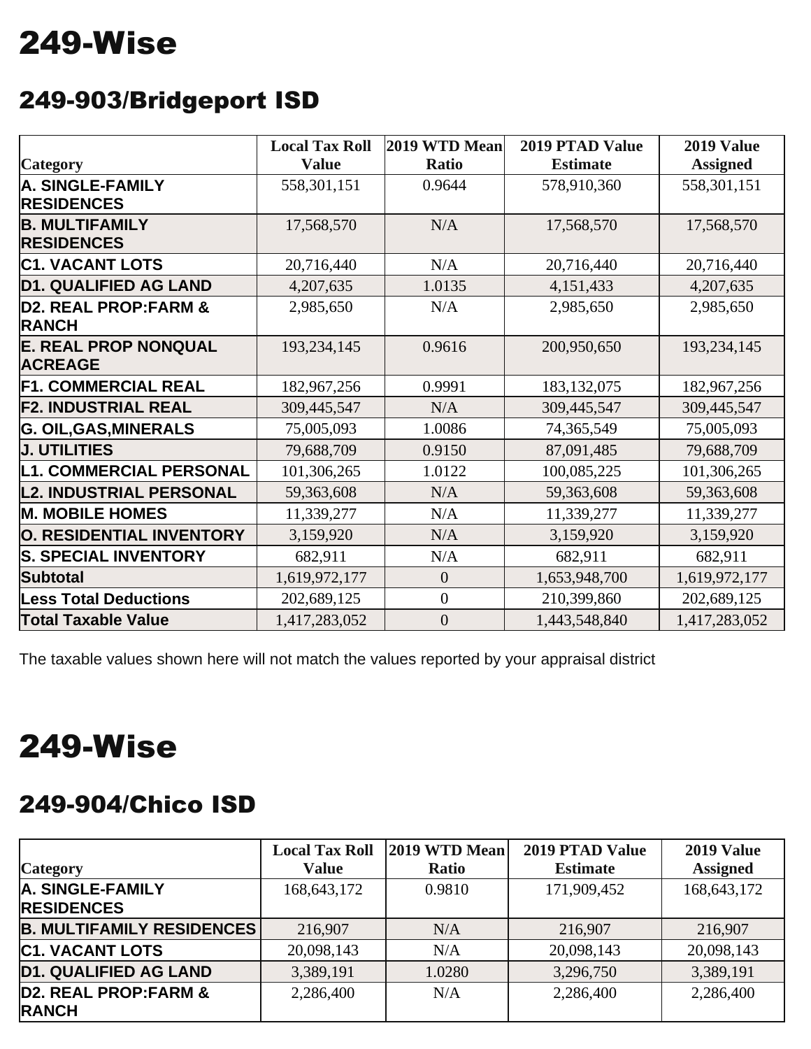# 249-Wise

## 249-903/Bridgeport ISD

| Category | Local Tax Roll Value | 2019 WTD Mean Ratio | 2019 PTAD Value Estimate | 2019 Value Assigned |
|---|---|---|---|---|
| A. SINGLE-FAMILY RESIDENCES | 558,301,151 | 0.9644 | 578,910,360 | 558,301,151 |
| B. MULTIFAMILY RESIDENCES | 17,568,570 | N/A | 17,568,570 | 17,568,570 |
| C1. VACANT LOTS | 20,716,440 | N/A | 20,716,440 | 20,716,440 |
| D1. QUALIFIED AG LAND | 4,207,635 | 1.0135 | 4,151,433 | 4,207,635 |
| D2. REAL PROP:FARM & RANCH | 2,985,650 | N/A | 2,985,650 | 2,985,650 |
| E. REAL PROP NONQUAL ACREAGE | 193,234,145 | 0.9616 | 200,950,650 | 193,234,145 |
| F1. COMMERCIAL REAL | 182,967,256 | 0.9991 | 183,132,075 | 182,967,256 |
| F2. INDUSTRIAL REAL | 309,445,547 | N/A | 309,445,547 | 309,445,547 |
| G. OIL,GAS,MINERALS | 75,005,093 | 1.0086 | 74,365,549 | 75,005,093 |
| J. UTILITIES | 79,688,709 | 0.9150 | 87,091,485 | 79,688,709 |
| L1. COMMERCIAL PERSONAL | 101,306,265 | 1.0122 | 100,085,225 | 101,306,265 |
| L2. INDUSTRIAL PERSONAL | 59,363,608 | N/A | 59,363,608 | 59,363,608 |
| M. MOBILE HOMES | 11,339,277 | N/A | 11,339,277 | 11,339,277 |
| O. RESIDENTIAL INVENTORY | 3,159,920 | N/A | 3,159,920 | 3,159,920 |
| S. SPECIAL INVENTORY | 682,911 | N/A | 682,911 | 682,911 |
| Subtotal | 1,619,972,177 | 0 | 1,653,948,700 | 1,619,972,177 |
| Less Total Deductions | 202,689,125 | 0 | 210,399,860 | 202,689,125 |
| Total Taxable Value | 1,417,283,052 | 0 | 1,443,548,840 | 1,417,283,052 |

The taxable values shown here will not match the values reported by your appraisal district

# 249-Wise

## 249-904/Chico ISD

| Category | Local Tax Roll Value | 2019 WTD Mean Ratio | 2019 PTAD Value Estimate | 2019 Value Assigned |
|---|---|---|---|---|
| A. SINGLE-FAMILY RESIDENCES | 168,643,172 | 0.9810 | 171,909,452 | 168,643,172 |
| B. MULTIFAMILY RESIDENCES | 216,907 | N/A | 216,907 | 216,907 |
| C1. VACANT LOTS | 20,098,143 | N/A | 20,098,143 | 20,098,143 |
| D1. QUALIFIED AG LAND | 3,389,191 | 1.0280 | 3,296,750 | 3,389,191 |
| D2. REAL PROP:FARM & RANCH | 2,286,400 | N/A | 2,286,400 | 2,286,400 |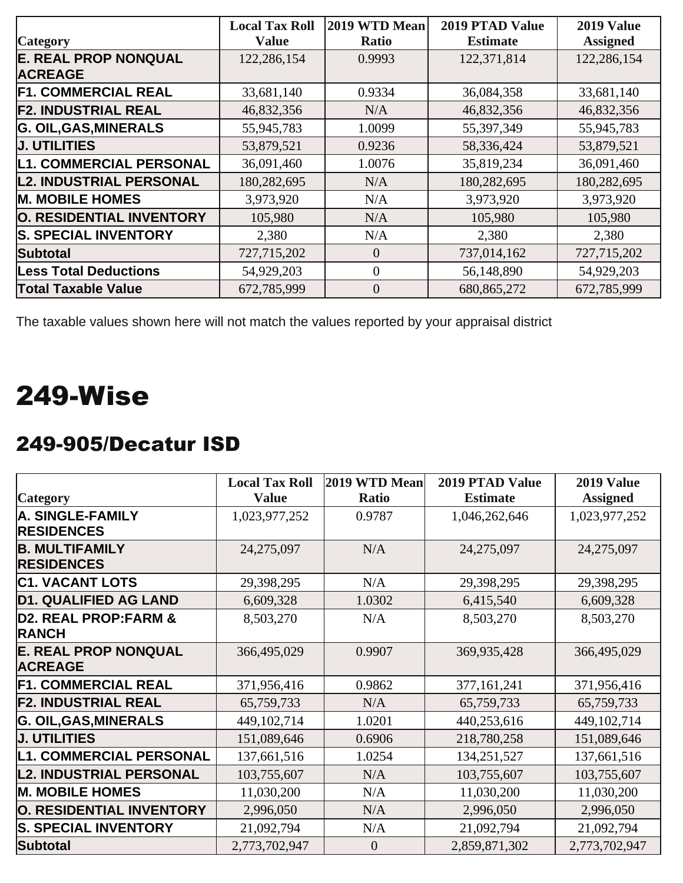| Category | Local Tax Roll Value | 2019 WTD Mean Ratio | 2019 PTAD Value Estimate | 2019 Value Assigned |
|---|---|---|---|---|
| E. REAL PROP NONQUAL ACREAGE | 122,286,154 | 0.9993 | 122,371,814 | 122,286,154 |
| F1. COMMERCIAL REAL | 33,681,140 | 0.9334 | 36,084,358 | 33,681,140 |
| F2. INDUSTRIAL REAL | 46,832,356 | N/A | 46,832,356 | 46,832,356 |
| G. OIL,GAS,MINERALS | 55,945,783 | 1.0099 | 55,397,349 | 55,945,783 |
| J. UTILITIES | 53,879,521 | 0.9236 | 58,336,424 | 53,879,521 |
| L1. COMMERCIAL PERSONAL | 36,091,460 | 1.0076 | 35,819,234 | 36,091,460 |
| L2. INDUSTRIAL PERSONAL | 180,282,695 | N/A | 180,282,695 | 180,282,695 |
| M. MOBILE HOMES | 3,973,920 | N/A | 3,973,920 | 3,973,920 |
| O. RESIDENTIAL INVENTORY | 105,980 | N/A | 105,980 | 105,980 |
| S. SPECIAL INVENTORY | 2,380 | N/A | 2,380 | 2,380 |
| Subtotal | 727,715,202 | 0 | 737,014,162 | 727,715,202 |
| Less Total Deductions | 54,929,203 | 0 | 56,148,890 | 54,929,203 |
| Total Taxable Value | 672,785,999 | 0 | 680,865,272 | 672,785,999 |

The taxable values shown here will not match the values reported by your appraisal district

# 249-Wise

## 249-905/Decatur ISD

| Category | Local Tax Roll Value | 2019 WTD Mean Ratio | 2019 PTAD Value Estimate | 2019 Value Assigned |
|---|---|---|---|---|
| A. SINGLE-FAMILY RESIDENCES | 1,023,977,252 | 0.9787 | 1,046,262,646 | 1,023,977,252 |
| B. MULTIFAMILY RESIDENCES | 24,275,097 | N/A | 24,275,097 | 24,275,097 |
| C1. VACANT LOTS | 29,398,295 | N/A | 29,398,295 | 29,398,295 |
| D1. QUALIFIED AG LAND | 6,609,328 | 1.0302 | 6,415,540 | 6,609,328 |
| D2. REAL PROP:FARM & RANCH | 8,503,270 | N/A | 8,503,270 | 8,503,270 |
| E. REAL PROP NONQUAL ACREAGE | 366,495,029 | 0.9907 | 369,935,428 | 366,495,029 |
| F1. COMMERCIAL REAL | 371,956,416 | 0.9862 | 377,161,241 | 371,956,416 |
| F2. INDUSTRIAL REAL | 65,759,733 | N/A | 65,759,733 | 65,759,733 |
| G. OIL,GAS,MINERALS | 449,102,714 | 1.0201 | 440,253,616 | 449,102,714 |
| J. UTILITIES | 151,089,646 | 0.6906 | 218,780,258 | 151,089,646 |
| L1. COMMERCIAL PERSONAL | 137,661,516 | 1.0254 | 134,251,527 | 137,661,516 |
| L2. INDUSTRIAL PERSONAL | 103,755,607 | N/A | 103,755,607 | 103,755,607 |
| M. MOBILE HOMES | 11,030,200 | N/A | 11,030,200 | 11,030,200 |
| O. RESIDENTIAL INVENTORY | 2,996,050 | N/A | 2,996,050 | 2,996,050 |
| S. SPECIAL INVENTORY | 21,092,794 | N/A | 21,092,794 | 21,092,794 |
| Subtotal | 2,773,702,947 | 0 | 2,859,871,302 | 2,773,702,947 |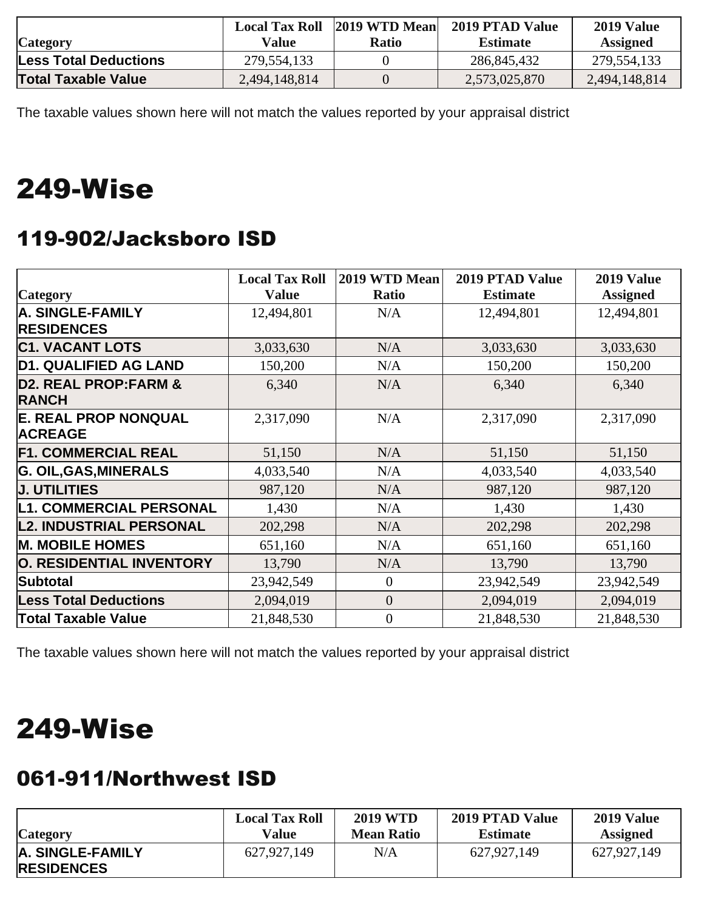| Category | Local Tax Roll Value | 2019 WTD Mean Ratio | 2019 PTAD Value Estimate | 2019 Value Assigned |
|---|---|---|---|---|
| Less Total Deductions | 279,554,133 | 0 | 286,845,432 | 279,554,133 |
| Total Taxable Value | 2,494,148,814 | 0 | 2,573,025,870 | 2,494,148,814 |

The taxable values shown here will not match the values reported by your appraisal district

# 249-Wise

## 119-902/Jacksboro ISD

| Category | Local Tax Roll Value | 2019 WTD Mean Ratio | 2019 PTAD Value Estimate | 2019 Value Assigned |
|---|---|---|---|---|
| A. SINGLE-FAMILY RESIDENCES | 12,494,801 | N/A | 12,494,801 | 12,494,801 |
| C1. VACANT LOTS | 3,033,630 | N/A | 3,033,630 | 3,033,630 |
| D1. QUALIFIED AG LAND | 150,200 | N/A | 150,200 | 150,200 |
| D2. REAL PROP:FARM & RANCH | 6,340 | N/A | 6,340 | 6,340 |
| E. REAL PROP NONQUAL ACREAGE | 2,317,090 | N/A | 2,317,090 | 2,317,090 |
| F1. COMMERCIAL REAL | 51,150 | N/A | 51,150 | 51,150 |
| G. OIL,GAS,MINERALS | 4,033,540 | N/A | 4,033,540 | 4,033,540 |
| J. UTILITIES | 987,120 | N/A | 987,120 | 987,120 |
| L1. COMMERCIAL PERSONAL | 1,430 | N/A | 1,430 | 1,430 |
| L2. INDUSTRIAL PERSONAL | 202,298 | N/A | 202,298 | 202,298 |
| M. MOBILE HOMES | 651,160 | N/A | 651,160 | 651,160 |
| O. RESIDENTIAL INVENTORY | 13,790 | N/A | 13,790 | 13,790 |
| Subtotal | 23,942,549 | 0 | 23,942,549 | 23,942,549 |
| Less Total Deductions | 2,094,019 | 0 | 2,094,019 | 2,094,019 |
| Total Taxable Value | 21,848,530 | 0 | 21,848,530 | 21,848,530 |

The taxable values shown here will not match the values reported by your appraisal district

# 249-Wise

## 061-911/Northwest ISD

| Category | Local Tax Roll Value | 2019 WTD Mean Ratio | 2019 PTAD Value Estimate | 2019 Value Assigned |
|---|---|---|---|---|
| A. SINGLE-FAMILY RESIDENCES | 627,927,149 | N/A | 627,927,149 | 627,927,149 |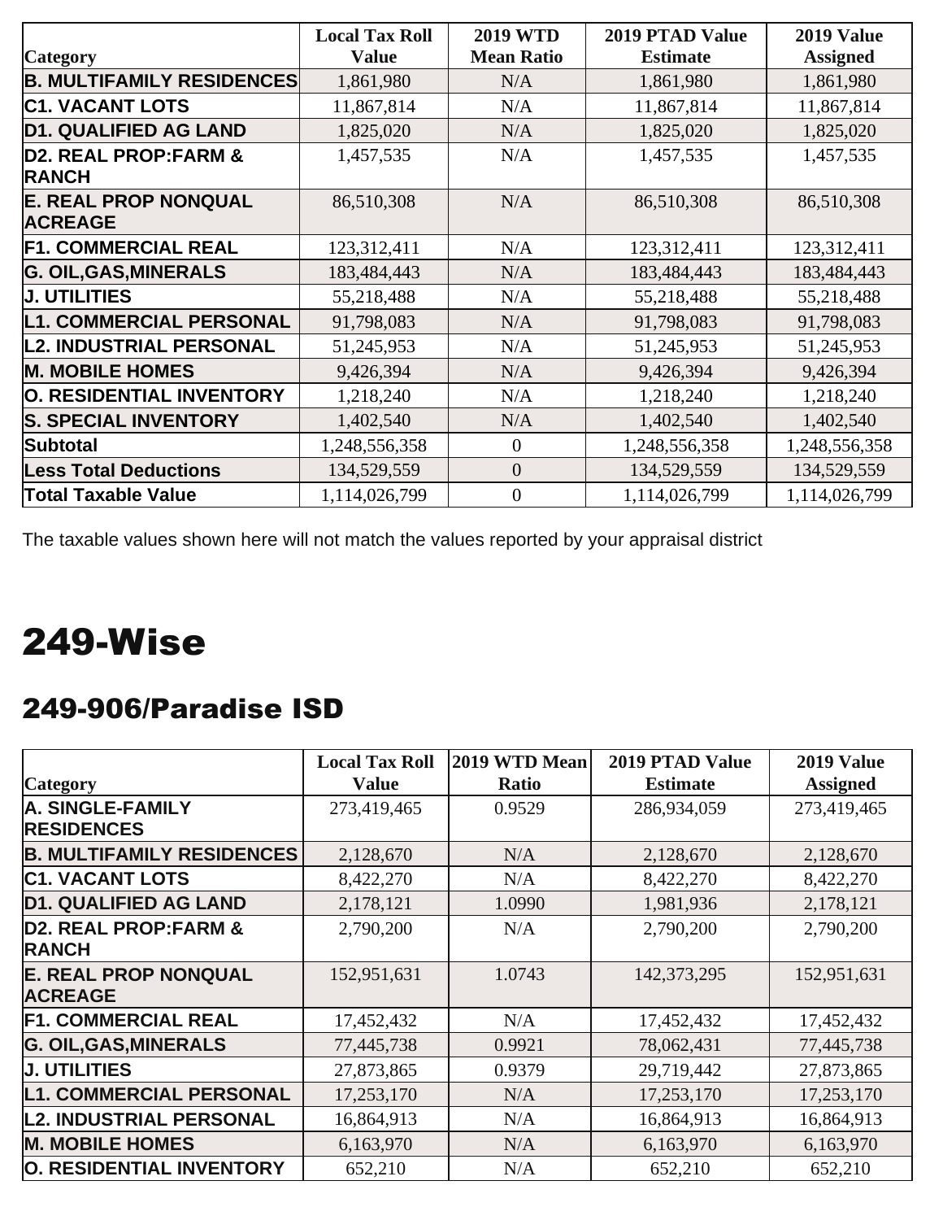| Category | Local Tax Roll Value | 2019 WTD Mean Ratio | 2019 PTAD Value Estimate | 2019 Value Assigned |
|---|---|---|---|---|
| **B. MULTIFAMILY RESIDENCES** | 1,861,980 | N/A | 1,861,980 | 1,861,980 |
| **C1. VACANT LOTS** | 11,867,814 | N/A | 11,867,814 | 11,867,814 |
| **D1. QUALIFIED AG LAND** | 1,825,020 | N/A | 1,825,020 | 1,825,020 |
| **D2. REAL PROP:FARM & RANCH** | 1,457,535 | N/A | 1,457,535 | 1,457,535 |
| **E. REAL PROP NONQUAL ACREAGE** | 86,510,308 | N/A | 86,510,308 | 86,510,308 |
| **F1. COMMERCIAL REAL** | 123,312,411 | N/A | 123,312,411 | 123,312,411 |
| **G. OIL,GAS,MINERALS** | 183,484,443 | N/A | 183,484,443 | 183,484,443 |
| **J. UTILITIES** | 55,218,488 | N/A | 55,218,488 | 55,218,488 |
| **L1. COMMERCIAL PERSONAL** | 91,798,083 | N/A | 91,798,083 | 91,798,083 |
| **L2. INDUSTRIAL PERSONAL** | 51,245,953 | N/A | 51,245,953 | 51,245,953 |
| **M. MOBILE HOMES** | 9,426,394 | N/A | 9,426,394 | 9,426,394 |
| **O. RESIDENTIAL INVENTORY** | 1,218,240 | N/A | 1,218,240 | 1,218,240 |
| **S. SPECIAL INVENTORY** | 1,402,540 | N/A | 1,402,540 | 1,402,540 |
| **Subtotal** | 1,248,556,358 | 0 | 1,248,556,358 | 1,248,556,358 |
| **Less Total Deductions** | 134,529,559 | 0 | 134,529,559 | 134,529,559 |
| **Total Taxable Value** | 1,114,026,799 | 0 | 1,114,026,799 | 1,114,026,799 |

The taxable values shown here will not match the values reported by your appraisal district

# 249-Wise

## 249-906/Paradise ISD

| Category | Local Tax Roll Value | 2019 WTD Mean Ratio | 2019 PTAD Value Estimate | 2019 Value Assigned |
|---|---|---|---|---|
| **A. SINGLE-FAMILY RESIDENCES** | 273,419,465 | 0.9529 | 286,934,059 | 273,419,465 |
| **B. MULTIFAMILY RESIDENCES** | 2,128,670 | N/A | 2,128,670 | 2,128,670 |
| **C1. VACANT LOTS** | 8,422,270 | N/A | 8,422,270 | 8,422,270 |
| **D1. QUALIFIED AG LAND** | 2,178,121 | 1.0990 | 1,981,936 | 2,178,121 |
| **D2. REAL PROP:FARM & RANCH** | 2,790,200 | N/A | 2,790,200 | 2,790,200 |
| **E. REAL PROP NONQUAL ACREAGE** | 152,951,631 | 1.0743 | 142,373,295 | 152,951,631 |
| **F1. COMMERCIAL REAL** | 17,452,432 | N/A | 17,452,432 | 17,452,432 |
| **G. OIL,GAS,MINERALS** | 77,445,738 | 0.9921 | 78,062,431 | 77,445,738 |
| **J. UTILITIES** | 27,873,865 | 0.9379 | 29,719,442 | 27,873,865 |
| **L1. COMMERCIAL PERSONAL** | 17,253,170 | N/A | 17,253,170 | 17,253,170 |
| **L2. INDUSTRIAL PERSONAL** | 16,864,913 | N/A | 16,864,913 | 16,864,913 |
| **M. MOBILE HOMES** | 6,163,970 | N/A | 6,163,970 | 6,163,970 |
| **O. RESIDENTIAL INVENTORY** | 652,210 | N/A | 652,210 | 652,210 |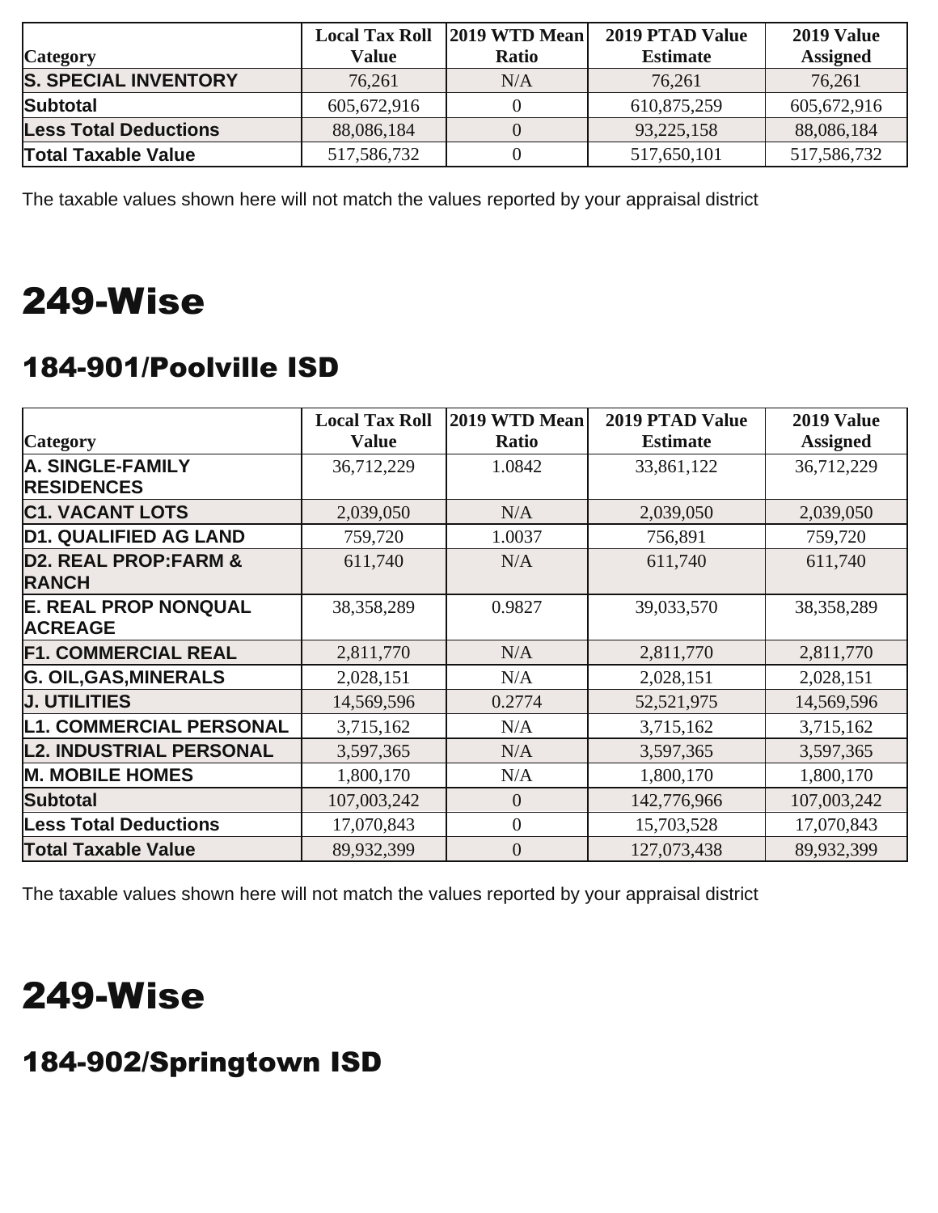| Category | Local Tax Roll Value | 2019 WTD Mean Ratio | 2019 PTAD Value Estimate | 2019 Value Assigned |
| --- | --- | --- | --- | --- |
| **S. SPECIAL INVENTORY** | 76,261 | N/A | 76,261 | 76,261 |
| **Subtotal** | 605,672,916 | 0 | 610,875,259 | 605,672,916 |
| **Less Total Deductions** | 88,086,184 | 0 | 93,225,158 | 88,086,184 |
| **Total Taxable Value** | 517,586,732 | 0 | 517,650,101 | 517,586,732 |

The taxable values shown here will not match the values reported by your appraisal district

# 249-Wise

## 184-901/Poolville ISD

| Category | Local Tax Roll Value | 2019 WTD Mean Ratio | 2019 PTAD Value Estimate | 2019 Value Assigned |
| --- | --- | --- | --- | --- |
| **A. SINGLE-FAMILY RESIDENCES** | 36,712,229 | 1.0842 | 33,861,122 | 36,712,229 |
| **C1. VACANT LOTS** | 2,039,050 | N/A | 2,039,050 | 2,039,050 |
| **D1. QUALIFIED AG LAND** | 759,720 | 1.0037 | 756,891 | 759,720 |
| **D2. REAL PROP:FARM & RANCH** | 611,740 | N/A | 611,740 | 611,740 |
| **E. REAL PROP NONQUAL ACREAGE** | 38,358,289 | 0.9827 | 39,033,570 | 38,358,289 |
| **F1. COMMERCIAL REAL** | 2,811,770 | N/A | 2,811,770 | 2,811,770 |
| **G. OIL,GAS,MINERALS** | 2,028,151 | N/A | 2,028,151 | 2,028,151 |
| **J. UTILITIES** | 14,569,596 | 0.2774 | 52,521,975 | 14,569,596 |
| **L1. COMMERCIAL PERSONAL** | 3,715,162 | N/A | 3,715,162 | 3,715,162 |
| **L2. INDUSTRIAL PERSONAL** | 3,597,365 | N/A | 3,597,365 | 3,597,365 |
| **M. MOBILE HOMES** | 1,800,170 | N/A | 1,800,170 | 1,800,170 |
| **Subtotal** | 107,003,242 | 0 | 142,776,966 | 107,003,242 |
| **Less Total Deductions** | 17,070,843 | 0 | 15,703,528 | 17,070,843 |
| **Total Taxable Value** | 89,932,399 | 0 | 127,073,438 | 89,932,399 |

The taxable values shown here will not match the values reported by your appraisal district

# 249-Wise

## 184-902/Springtown ISD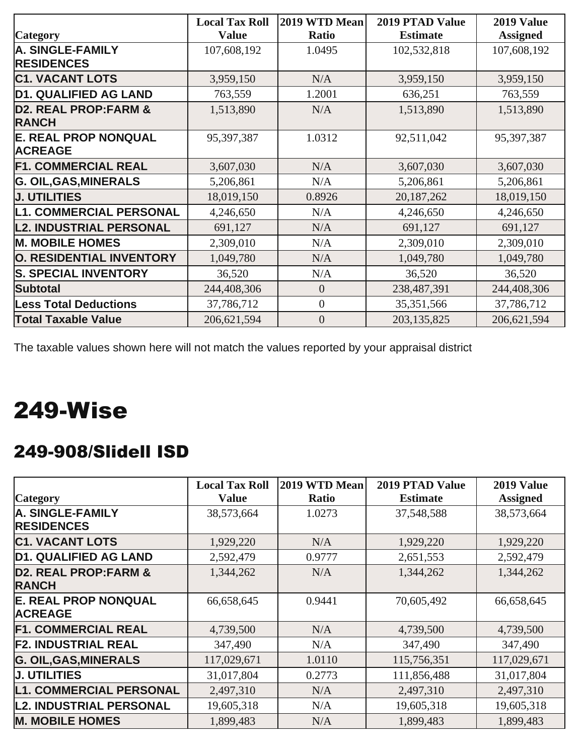| Category | Local Tax Roll Value | 2019 WTD Mean Ratio | 2019 PTAD Value Estimate | 2019 Value Assigned |
|---|---|---|---|---|
| A. SINGLE-FAMILY RESIDENCES | 107,608,192 | 1.0495 | 102,532,818 | 107,608,192 |
| C1. VACANT LOTS | 3,959,150 | N/A | 3,959,150 | 3,959,150 |
| D1. QUALIFIED AG LAND | 763,559 | 1.2001 | 636,251 | 763,559 |
| D2. REAL PROP:FARM & RANCH | 1,513,890 | N/A | 1,513,890 | 1,513,890 |
| E. REAL PROP NONQUAL ACREAGE | 95,397,387 | 1.0312 | 92,511,042 | 95,397,387 |
| F1. COMMERCIAL REAL | 3,607,030 | N/A | 3,607,030 | 3,607,030 |
| G. OIL,GAS,MINERALS | 5,206,861 | N/A | 5,206,861 | 5,206,861 |
| J. UTILITIES | 18,019,150 | 0.8926 | 20,187,262 | 18,019,150 |
| L1. COMMERCIAL PERSONAL | 4,246,650 | N/A | 4,246,650 | 4,246,650 |
| L2. INDUSTRIAL PERSONAL | 691,127 | N/A | 691,127 | 691,127 |
| M. MOBILE HOMES | 2,309,010 | N/A | 2,309,010 | 2,309,010 |
| O. RESIDENTIAL INVENTORY | 1,049,780 | N/A | 1,049,780 | 1,049,780 |
| S. SPECIAL INVENTORY | 36,520 | N/A | 36,520 | 36,520 |
| Subtotal | 244,408,306 | 0 | 238,487,391 | 244,408,306 |
| Less Total Deductions | 37,786,712 | 0 | 35,351,566 | 37,786,712 |
| Total Taxable Value | 206,621,594 | 0 | 203,135,825 | 206,621,594 |

The taxable values shown here will not match the values reported by your appraisal district

# 249-Wise

## 249-908/Slidell ISD

| Category | Local Tax Roll Value | 2019 WTD Mean Ratio | 2019 PTAD Value Estimate | 2019 Value Assigned |
|---|---|---|---|---|
| A. SINGLE-FAMILY RESIDENCES | 38,573,664 | 1.0273 | 37,548,588 | 38,573,664 |
| C1. VACANT LOTS | 1,929,220 | N/A | 1,929,220 | 1,929,220 |
| D1. QUALIFIED AG LAND | 2,592,479 | 0.9777 | 2,651,553 | 2,592,479 |
| D2. REAL PROP:FARM & RANCH | 1,344,262 | N/A | 1,344,262 | 1,344,262 |
| E. REAL PROP NONQUAL ACREAGE | 66,658,645 | 0.9441 | 70,605,492 | 66,658,645 |
| F1. COMMERCIAL REAL | 4,739,500 | N/A | 4,739,500 | 4,739,500 |
| F2. INDUSTRIAL REAL | 347,490 | N/A | 347,490 | 347,490 |
| G. OIL,GAS,MINERALS | 117,029,671 | 1.0110 | 115,756,351 | 117,029,671 |
| J. UTILITIES | 31,017,804 | 0.2773 | 111,856,488 | 31,017,804 |
| L1. COMMERCIAL PERSONAL | 2,497,310 | N/A | 2,497,310 | 2,497,310 |
| L2. INDUSTRIAL PERSONAL | 19,605,318 | N/A | 19,605,318 | 19,605,318 |
| M. MOBILE HOMES | 1,899,483 | N/A | 1,899,483 | 1,899,483 |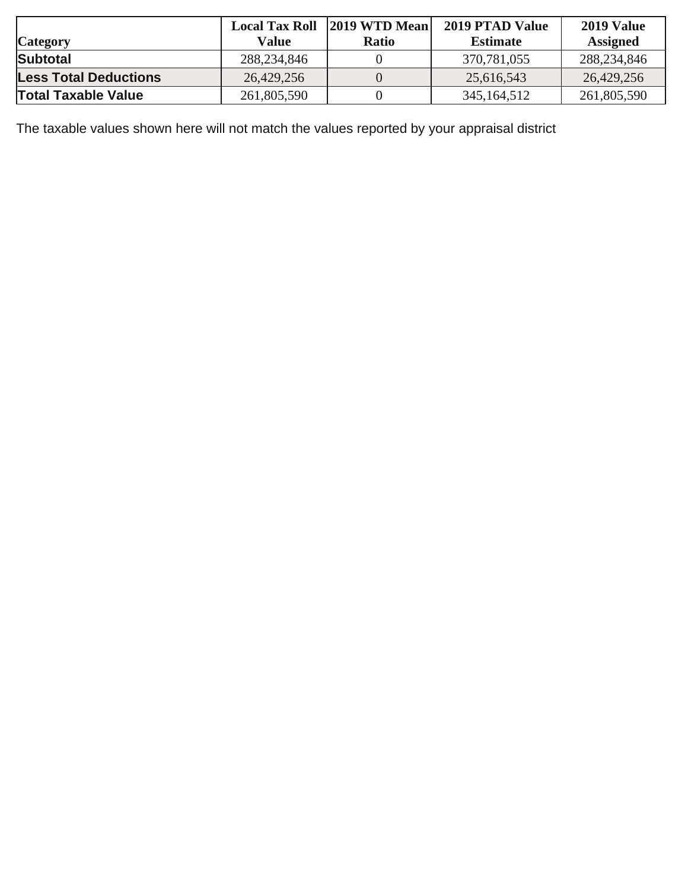| Category | Local Tax Roll Value | 2019 WTD Mean Ratio | 2019 PTAD Value Estimate | 2019 Value Assigned |
|---|---|---|---|---|
| **Subtotal** | 288,234,846 | 0 | 370,781,055 | 288,234,846 |
| **Less Total Deductions** | 26,429,256 | 0 | 25,616,543 | 26,429,256 |
| **Total Taxable Value** | 261,805,590 | 0 | 345,164,512 | 261,805,590 |

The taxable values shown here will not match the values reported by your appraisal district